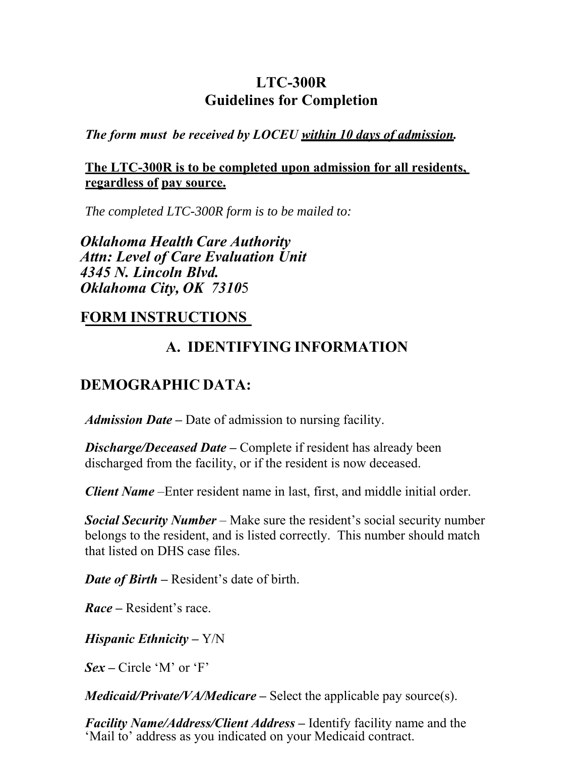# LTC-300R
# Guidelines for Completion

***The form must be received by LOCEU <u>within 10 days of admission</u>.***

**<u>The LTC-300R is to be completed upon admission for all residents, regardless of pay source.</u>**

*The completed LTC-300R form is to be mailed to:*

***Oklahoma Health Care Authority***
***Attn: Level of Care Evaluation Unit***
***4345 N. Lincoln Blvd.***
***Oklahoma City, OK 73105***

## <u>FORM INSTRUCTIONS</u>

## A. IDENTIFYING INFORMATION

## DEMOGRAPHIC DATA:

***Admission Date*** **–** Date of admission to nursing facility.

***Discharge/Deceased Date*** **–** Complete if resident has already been discharged from the facility, or if the resident is now deceased.

***Client Name*** –Enter resident name in last, first, and middle initial order.

***Social Security Number*** – Make sure the resident's social security number belongs to the resident, and is listed correctly. This number should match that listed on DHS case files.

***Date of Birth*** **–** Resident's date of birth.

***Race*** **–** Resident's race.

***Hispanic Ethnicity*** **–** Y/N

***Sex*** **–** Circle 'M' or 'F'

***Medicaid/Private/VA/Medicare*** **–** Select the applicable pay source(s).

***Facility Name/Address/Client Address*** **–** Identify facility name and the 'Mail to' address as you indicated on your Medicaid contract.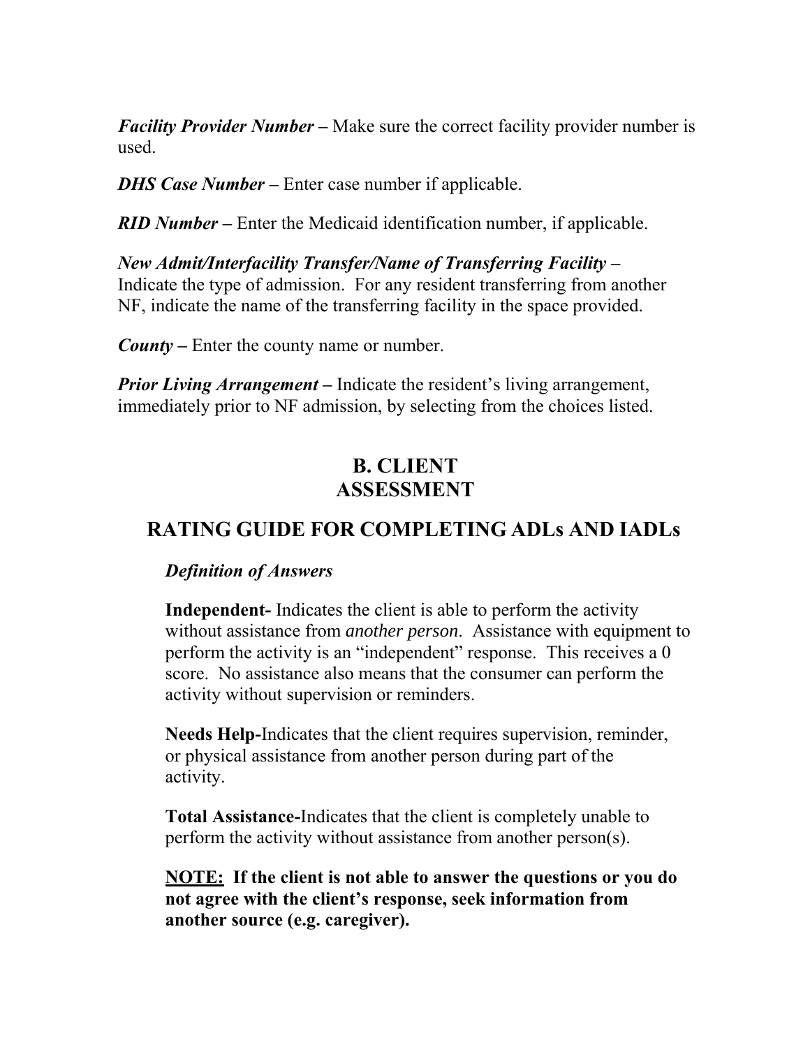***Facility Provider Number –*** Make sure the correct facility provider number is used.

***DHS Case Number –*** Enter case number if applicable.

***RID Number –*** Enter the Medicaid identification number, if applicable.

***New Admit/Interfacility Transfer/Name of Transferring Facility –*** Indicate the type of admission. For any resident transferring from another NF, indicate the name of the transferring facility in the space provided.

***County –*** Enter the county name or number.

***Prior Living Arrangement –*** Indicate the resident's living arrangement, immediately prior to NF admission, by selecting from the choices listed.

## B. CLIENT ASSESSMENT

## RATING GUIDE FOR COMPLETING ADLs AND IADLs

***Definition of Answers***

**Independent-** Indicates the client is able to perform the activity without assistance from *another person*. Assistance with equipment to perform the activity is an "independent" response. This receives a 0 score. No assistance also means that the consumer can perform the activity without supervision or reminders.

**Needs Help-**Indicates that the client requires supervision, reminder, or physical assistance from another person during part of the activity.

**Total Assistance-**Indicates that the client is completely unable to perform the activity without assistance from another person(s).

**<u>NOTE:</u> If the client is not able to answer the questions or you do not agree with the client's response, seek information from another source (e.g. caregiver).**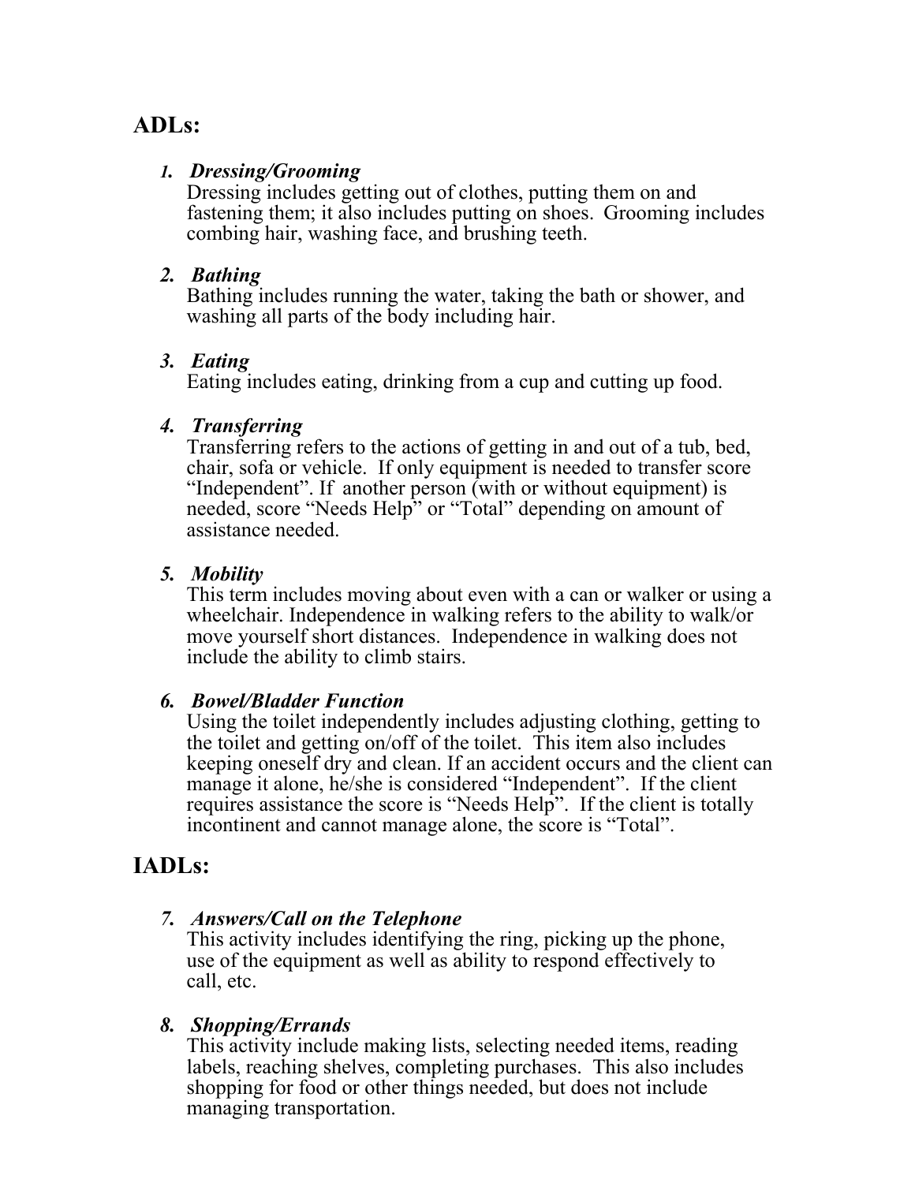## ADLs:

1. ***Dressing/Grooming***
   Dressing includes getting out of clothes, putting them on and fastening them; it also includes putting on shoes. Grooming includes combing hair, washing face, and brushing teeth.

2. ***Bathing***
   Bathing includes running the water, taking the bath or shower, and washing all parts of the body including hair.

3. ***Eating***
   Eating includes eating, drinking from a cup and cutting up food.

4. ***Transferring***
   Transferring refers to the actions of getting in and out of a tub, bed, chair, sofa or vehicle. If only equipment is needed to transfer score "Independent". If another person (with or without equipment) is needed, score "Needs Help" or "Total" depending on amount of assistance needed.

5. ***Mobility***
   This term includes moving about even with a can or walker or using a wheelchair. Independence in walking refers to the ability to walk/or move yourself short distances. Independence in walking does not include the ability to climb stairs.

6. ***Bowel/Bladder Function***
   Using the toilet independently includes adjusting clothing, getting to the toilet and getting on/off of the toilet. This item also includes keeping oneself dry and clean. If an accident occurs and the client can manage it alone, he/she is considered "Independent". If the client requires assistance the score is "Needs Help". If the client is totally incontinent and cannot manage alone, the score is "Total".

## IADLs:

7. ***Answers/Call on the Telephone***
   This activity includes identifying the ring, picking up the phone, use of the equipment as well as ability to respond effectively to call, etc.

8. ***Shopping/Errands***
   This activity include making lists, selecting needed items, reading labels, reaching shelves, completing purchases. This also includes shopping for food or other things needed, but does not include managing transportation.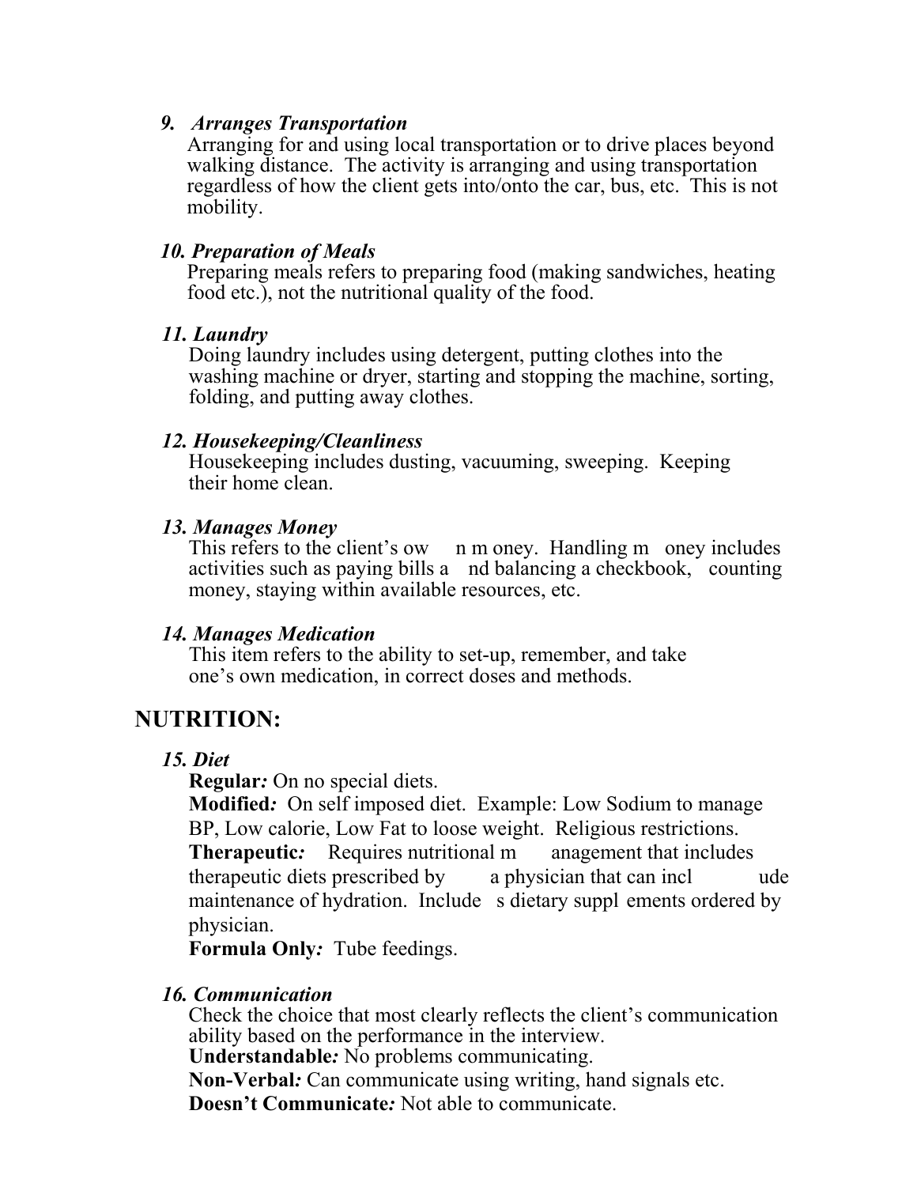*9. Arranges Transportation*

Arranging for and using local transportation or to drive places beyond walking distance. The activity is arranging and using transportation regardless of how the client gets into/onto the car, bus, etc. This is not mobility.

*10. Preparation of Meals*

Preparing meals refers to preparing food (making sandwiches, heating food etc.), not the nutritional quality of the food.

*11. Laundry*

Doing laundry includes using detergent, putting clothes into the washing machine or dryer, starting and stopping the machine, sorting, folding, and putting away clothes.

*12. Housekeeping/Cleanliness*

Housekeeping includes dusting, vacuuming, sweeping. Keeping their home clean.

*13. Manages Money*

This refers to the client's own money. Handling money includes activities such as paying bills and balancing a checkbook, counting money, staying within available resources, etc.

*14. Manages Medication*

This item refers to the ability to set-up, remember, and take one's own medication, in correct doses and methods.

## NUTRITION:

*15. Diet*

**Regular***:* On no special diets.

**Modified***:* On self imposed diet. Example: Low Sodium to manage BP, Low calorie, Low Fat to loose weight. Religious restrictions.

**Therapeutic***:* Requires nutritional management that includes therapeutic diets prescribed by a physician that can include maintenance of hydration. Includes dietary supplements ordered by physician.

**Formula Only***:* Tube feedings.

*16. Communication*

Check the choice that most clearly reflects the client's communication ability based on the performance in the interview.

**Understandable***:* No problems communicating.

**Non-Verbal***:* Can communicate using writing, hand signals etc.

**Doesn't Communicate***:* Not able to communicate.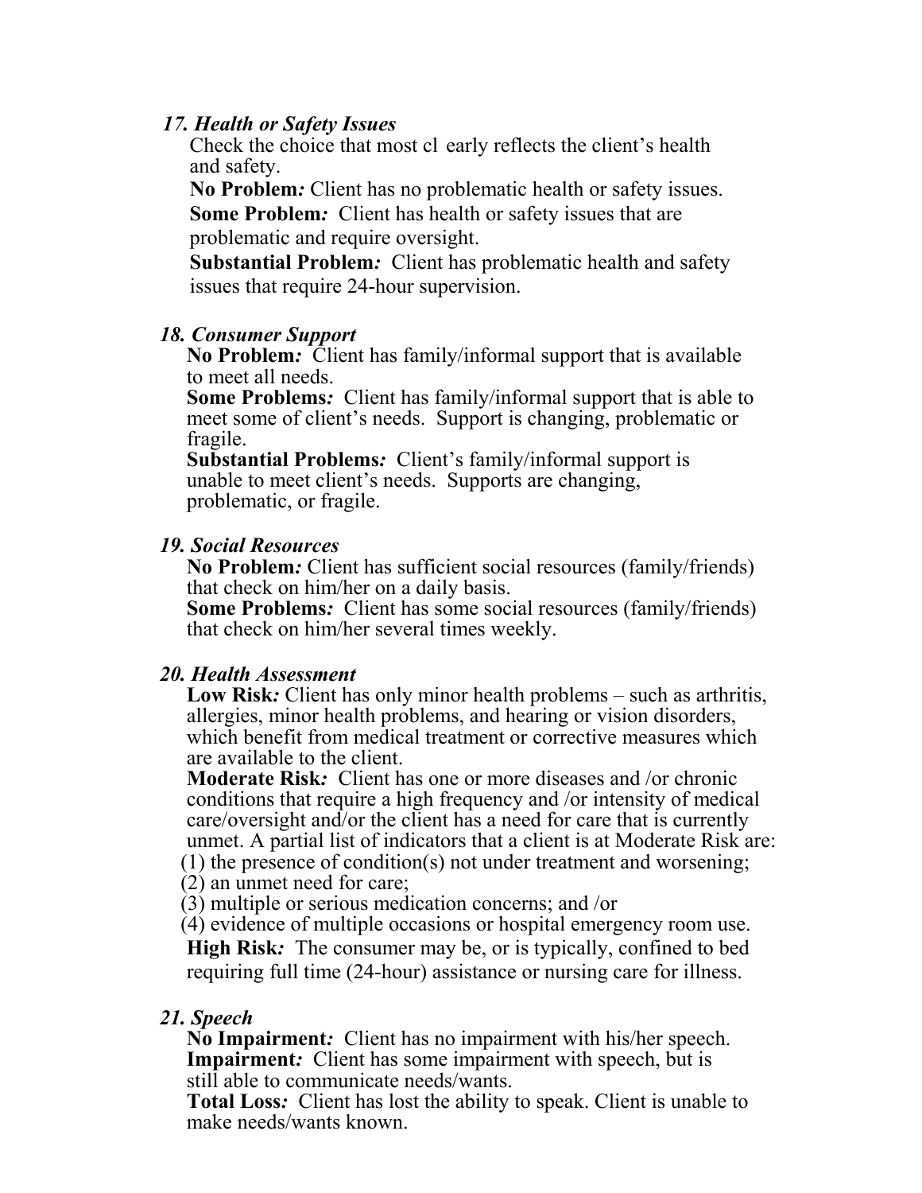***17. Health or Safety Issues***

Check the choice that most cl early reflects the client's health and safety.

**No Problem*:*** Client has no problematic health or safety issues.

**Some Problem*:*** Client has health or safety issues that are problematic and require oversight.

**Substantial Problem*:*** Client has problematic health and safety issues that require 24-hour supervision.

***18. Consumer Support***

**No Problem*:*** Client has family/informal support that is available to meet all needs.

**Some Problems*:*** Client has family/informal support that is able to meet some of client's needs. Support is changing, problematic or fragile.

**Substantial Problems*:*** Client's family/informal support is unable to meet client's needs. Supports are changing, problematic, or fragile.

***19. Social Resources***

**No Problem*:*** Client has sufficient social resources (family/friends) that check on him/her on a daily basis.

**Some Problems*:*** Client has some social resources (family/friends) that check on him/her several times weekly.

***20. Health Assessment***

**Low Risk*:*** Client has only minor health problems – such as arthritis, allergies, minor health problems, and hearing or vision disorders, which benefit from medical treatment or corrective measures which are available to the client.

**Moderate Risk*:*** Client has one or more diseases and /or chronic conditions that require a high frequency and /or intensity of medical care/oversight and/or the client has a need for care that is currently unmet. A partial list of indicators that a client is at Moderate Risk are:

(1) the presence of condition(s) not under treatment and worsening;
(2) an unmet need for care;
(3) multiple or serious medication concerns; and /or
(4) evidence of multiple occasions or hospital emergency room use.

**High Risk*:*** The consumer may be, or is typically, confined to bed requiring full time (24-hour) assistance or nursing care for illness.

***21. Speech***

**No Impairment*:*** Client has no impairment with his/her speech.

**Impairment*:*** Client has some impairment with speech, but is still able to communicate needs/wants.

**Total Loss*:*** Client has lost the ability to speak. Client is unable to make needs/wants known.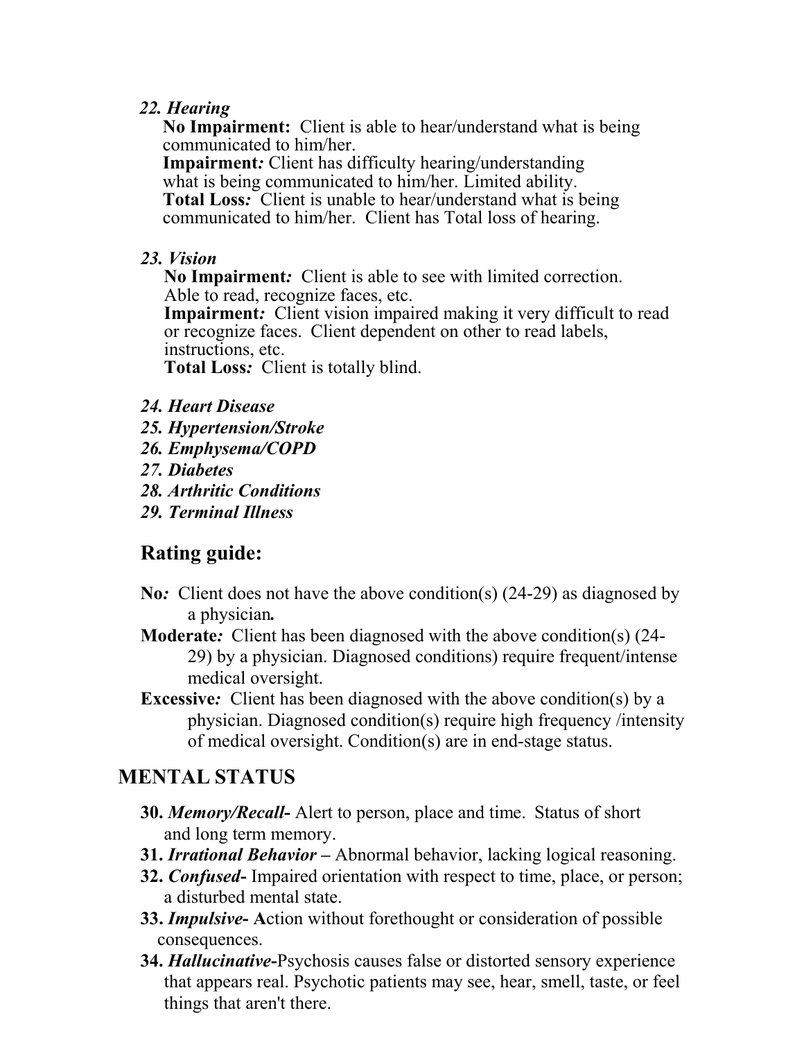*22. Hearing*

**No Impairment:** Client is able to hear/understand what is being communicated to him/her.
**Impairment***:* Client has difficulty hearing/understanding what is being communicated to him/her. Limited ability.
**Total Loss***:* Client is unable to hear/understand what is being communicated to him/her. Client has Total loss of hearing.

*23. Vision*

**No Impairment***:* Client is able to see with limited correction. Able to read, recognize faces, etc.
**Impairment***:* Client vision impaired making it very difficult to read or recognize faces. Client dependent on other to read labels, instructions, etc.
**Total Loss***:* Client is totally blind.

***24. Heart Disease***
***25. Hypertension/Stroke***
***26. Emphysema/COPD***
***27. Diabetes***
***28. Arthritic Conditions***
***29. Terminal Illness***

## Rating guide:

**No***:* Client does not have the above condition(s) (24-29) as diagnosed by a physician***.***

**Moderate***:* Client has been diagnosed with the above condition(s) (24-29) by a physician. Diagnosed conditions) require frequent/intense medical oversight.

**Excessive***:* Client has been diagnosed with the above condition(s) by a physician. Diagnosed condition(s) require high frequency /intensity of medical oversight. Condition(s) are in end-stage status.

## MENTAL STATUS

**30.** ***Memory/Recall-*** Alert to person, place and time. Status of short and long term memory.
**31.** ***Irrational Behavior –*** Abnormal behavior, lacking logical reasoning.
**32.** ***Confused-*** Impaired orientation with respect to time, place, or person; a disturbed mental state.
**33.** ***Impulsive-*** **A**ction without forethought or consideration of possible consequences.
**34.** ***Hallucinative-***Psychosis causes false or distorted sensory experience that appears real. Psychotic patients may see, hear, smell, taste, or feel things that aren't there.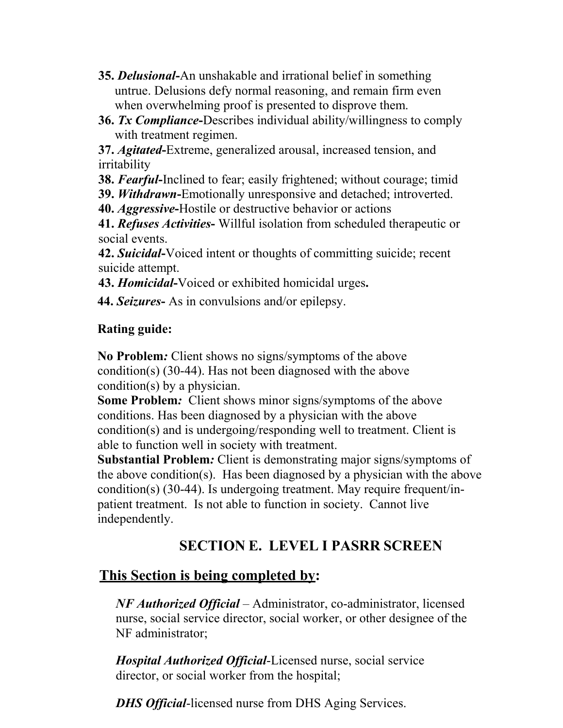35. ***Delusional***-An unshakable and irrational belief in something untrue. Delusions defy normal reasoning, and remain firm even when overwhelming proof is presented to disprove them.
36. ***Tx Compliance***-Describes individual ability/willingness to comply with treatment regimen.
37. ***Agitated***-Extreme, generalized arousal, increased tension, and irritability
38. ***Fearful***-Inclined to fear; easily frightened; without courage; timid
39. ***Withdrawn***-Emotionally unresponsive and detached; introverted.
40. ***Aggressive***-Hostile or destructive behavior or actions
41. ***Refuses Activities***- Willful isolation from scheduled therapeutic or social events.
42. ***Suicidal***-Voiced intent or thoughts of committing suicide; recent suicide attempt.
43. ***Homicidal***-Voiced or exhibited homicidal urges**.**
44. ***Seizures***- As in convulsions and/or epilepsy.

**Rating guide:**

**No Problem*:*** Client shows no signs/symptoms of the above condition(s) (30-44). Has not been diagnosed with the above condition(s) by a physician.
**Some Problem*:*** Client shows minor signs/symptoms of the above conditions. Has been diagnosed by a physician with the above condition(s) and is undergoing/responding well to treatment. Client is able to function well in society with treatment.
**Substantial Problem*:*** Client is demonstrating major signs/symptoms of the above condition(s). Has been diagnosed by a physician with the above condition(s) (30-44). Is undergoing treatment. May require frequent/in-patient treatment. Is not able to function in society. Cannot live independently.

## SECTION E. LEVEL I PASRR SCREEN

**<u>This Section is being completed by</u>:**

***NF Authorized Official*** – Administrator, co-administrator, licensed nurse, social service director, social worker, or other designee of the NF administrator;

***Hospital Authorized Official***-Licensed nurse, social service director, or social worker from the hospital;

***DHS Official***-licensed nurse from DHS Aging Services.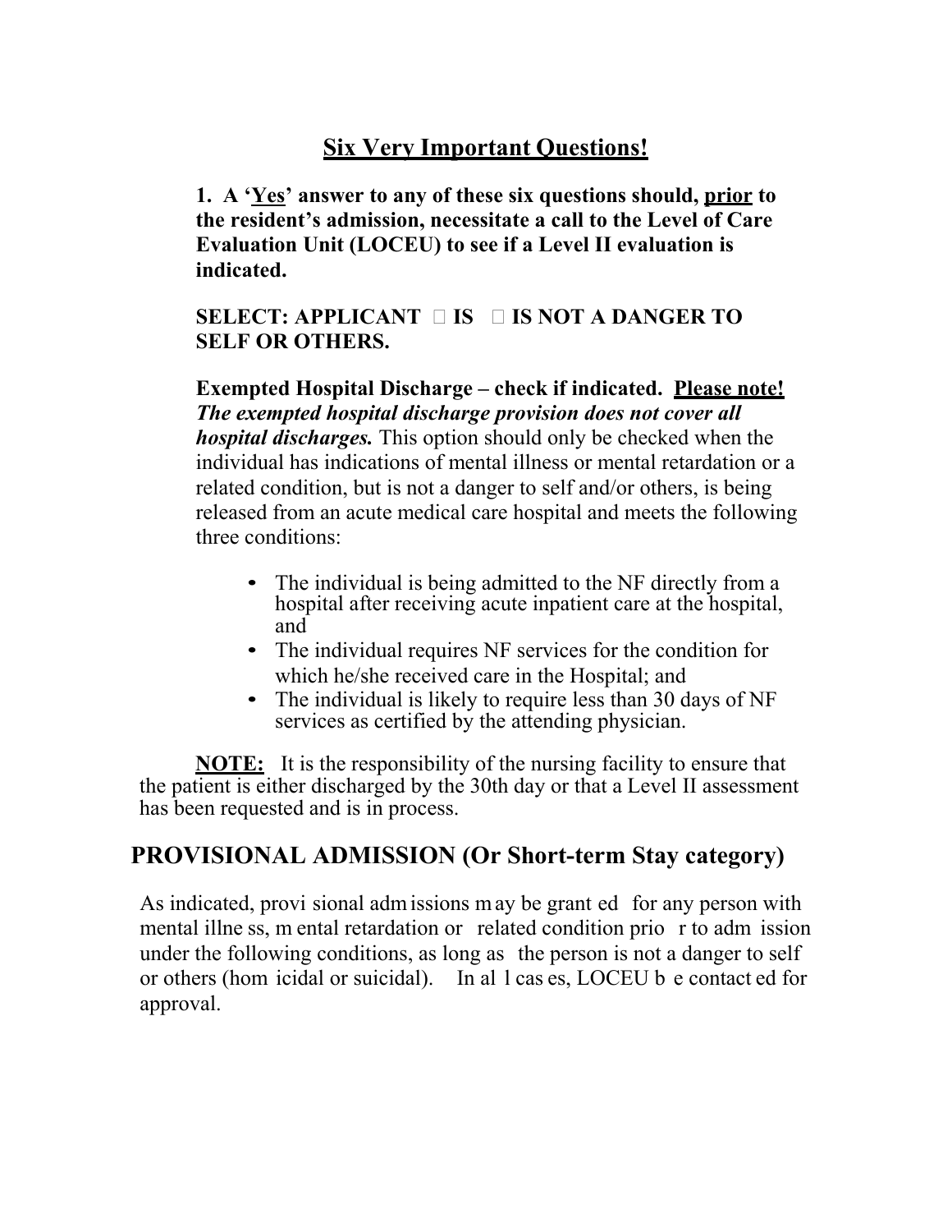## Six Very Important Questions!

**1. A '<u>Yes</u>' answer to any of these six questions should, <u>prior</u> to the resident's admission, necessitate a call to the Level of Care Evaluation Unit (LOCEU) to see if a Level II evaluation is indicated.**

**SELECT: APPLICANT ☐ IS ☐ IS NOT A DANGER TO SELF OR OTHERS.**

**Exempted Hospital Discharge – check if indicated. <u>Please note!</u>** ***The exempted hospital discharge provision does not cover all hospital discharges.*** This option should only be checked when the individual has indications of mental illness or mental retardation or a related condition, but is not a danger to self and/or others, is being released from an acute medical care hospital and meets the following three conditions:

- The individual is being admitted to the NF directly from a hospital after receiving acute inpatient care at the hospital, and
- The individual requires NF services for the condition for which he/she received care in the Hospital; and
- The individual is likely to require less than 30 days of NF services as certified by the attending physician.

**<u>NOTE:</u>** It is the responsibility of the nursing facility to ensure that the patient is either discharged by the 30th day or that a Level II assessment has been requested and is in process.

## PROVISIONAL ADMISSION (Or Short-term Stay category)

As indicated, provisional admissions may be granted for any person with mental illness, mental retardation or related condition prior to admission under the following conditions, as long as the person is not a danger to self or others (homicidal or suicidal). In all cases, LOCEU be contacted for approval.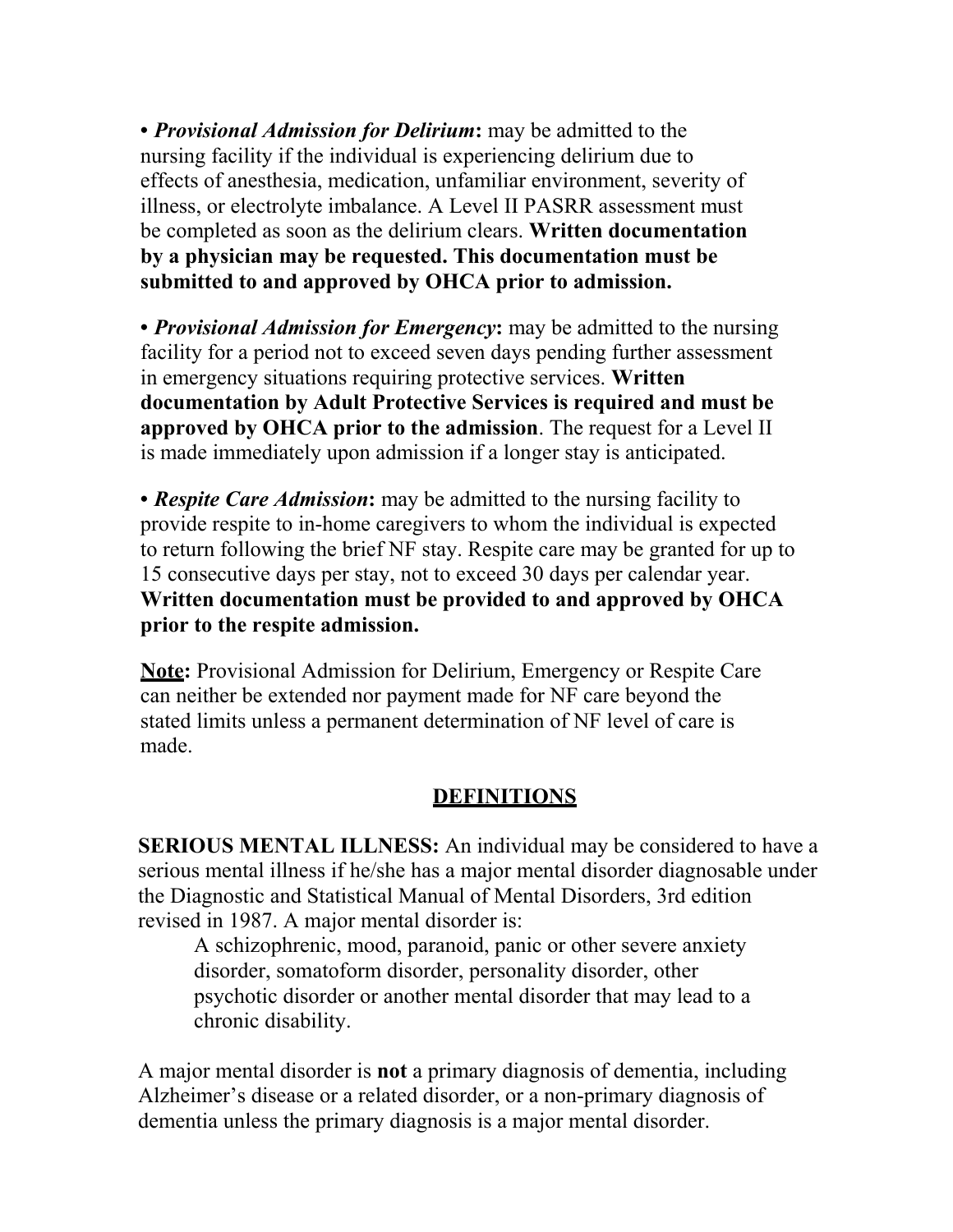- ***Provisional Admission for Delirium*:** may be admitted to the nursing facility if the individual is experiencing delirium due to effects of anesthesia, medication, unfamiliar environment, severity of illness, or electrolyte imbalance. A Level II PASRR assessment must be completed as soon as the delirium clears. **Written documentation by a physician may be requested. This documentation must be submitted to and approved by OHCA prior to admission.**

- ***Provisional Admission for Emergency*:** may be admitted to the nursing facility for a period not to exceed seven days pending further assessment in emergency situations requiring protective services. **Written documentation by Adult Protective Services is required and must be approved by OHCA prior to the admission**. The request for a Level II is made immediately upon admission if a longer stay is anticipated.

- ***Respite Care Admission*:** may be admitted to the nursing facility to provide respite to in-home caregivers to whom the individual is expected to return following the brief NF stay. Respite care may be granted for up to 15 consecutive days per stay, not to exceed 30 days per calendar year. **Written documentation must be provided to and approved by OHCA prior to the respite admission.**

<u>**Note**</u>**:** Provisional Admission for Delirium, Emergency or Respite Care can neither be extended nor payment made for NF care beyond the stated limits unless a permanent determination of NF level of care is made.

## <u>DEFINITIONS</u>

**SERIOUS MENTAL ILLNESS:** An individual may be considered to have a serious mental illness if he/she has a major mental disorder diagnosable under the Diagnostic and Statistical Manual of Mental Disorders, 3rd edition revised in 1987. A major mental disorder is:

> A schizophrenic, mood, paranoid, panic or other severe anxiety disorder, somatoform disorder, personality disorder, other psychotic disorder or another mental disorder that may lead to a chronic disability.

A major mental disorder is **not** a primary diagnosis of dementia, including Alzheimer's disease or a related disorder, or a non-primary diagnosis of dementia unless the primary diagnosis is a major mental disorder.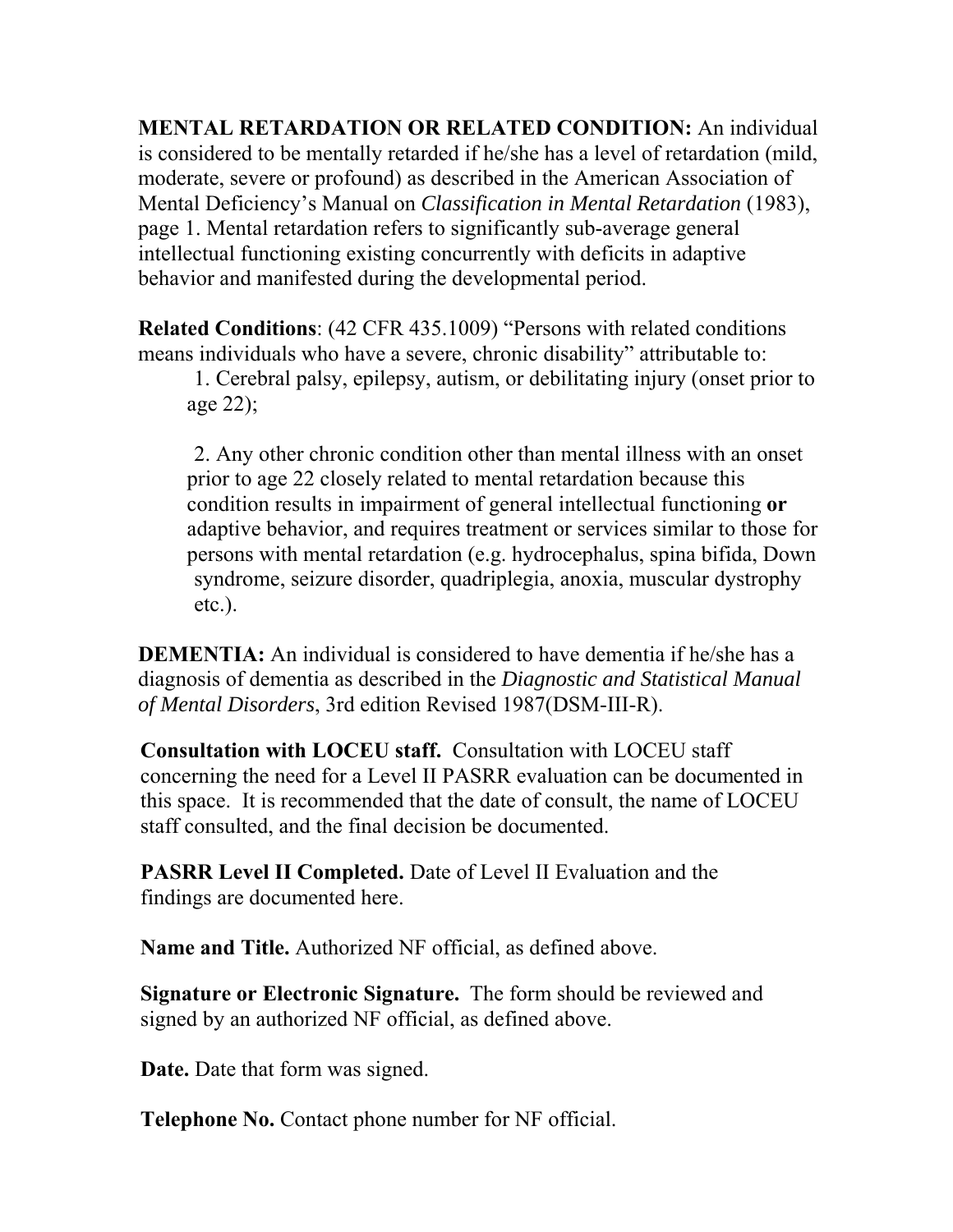**MENTAL RETARDATION OR RELATED CONDITION:** An individual is considered to be mentally retarded if he/she has a level of retardation (mild, moderate, severe or profound) as described in the American Association of Mental Deficiency's Manual on *Classification in Mental Retardation* (1983), page 1. Mental retardation refers to significantly sub-average general intellectual functioning existing concurrently with deficits in adaptive behavior and manifested during the developmental period.

**Related Conditions**: (42 CFR 435.1009) "Persons with related conditions means individuals who have a severe, chronic disability" attributable to:

1. Cerebral palsy, epilepsy, autism, or debilitating injury (onset prior to age 22);

2. Any other chronic condition other than mental illness with an onset prior to age 22 closely related to mental retardation because this condition results in impairment of general intellectual functioning **or** adaptive behavior, and requires treatment or services similar to those for persons with mental retardation (e.g. hydrocephalus, spina bifida, Down syndrome, seizure disorder, quadriplegia, anoxia, muscular dystrophy etc.).

**DEMENTIA:** An individual is considered to have dementia if he/she has a diagnosis of dementia as described in the *Diagnostic and Statistical Manual of Mental Disorders*, 3rd edition Revised 1987(DSM-III-R).

**Consultation with LOCEU staff.** Consultation with LOCEU staff concerning the need for a Level II PASRR evaluation can be documented in this space. It is recommended that the date of consult, the name of LOCEU staff consulted, and the final decision be documented.

**PASRR Level II Completed.** Date of Level II Evaluation and the findings are documented here.

**Name and Title.** Authorized NF official, as defined above.

**Signature or Electronic Signature.** The form should be reviewed and signed by an authorized NF official, as defined above.

**Date.** Date that form was signed.

**Telephone No.** Contact phone number for NF official.